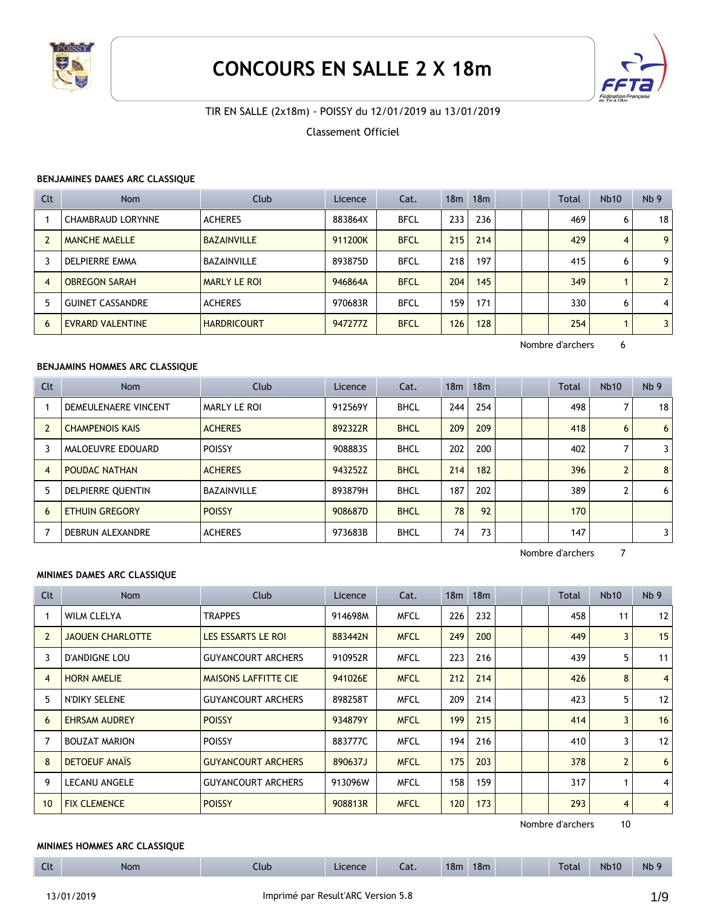# CONCOURS EN SALLE 2 X 18m

TIR EN SALLE (2x18m) - POISSY du 12/01/2019 au 13/01/2019

Classement Officiel

### BENJAMINES DAMES ARC CLASSIQUE

| Clt | Nom | Club | Licence | Cat. | 18m | 18m | | | Total | Nb10 | Nb 9 |
|---|---|---|---|---|---|---|---|---|---|---|---|
| 1 | CHAMBRAUD LORYNNE | ACHERES | 883864X | BFCL | 233 | 236 | | | 469 | 6 | 18 |
| 2 | MANCHE MAELLE | BAZAINVILLE | 911200K | BFCL | 215 | 214 | | | 429 | 4 | 9 |
| 3 | DELPIERRE EMMA | BAZAINVILLE | 893875D | BFCL | 218 | 197 | | | 415 | 6 | 9 |
| 4 | OBREGON SARAH | MARLY LE ROI | 946864A | BFCL | 204 | 145 | | | 349 | 1 | 2 |
| 5 | GUINET CASSANDRE | ACHERES | 970683R | BFCL | 159 | 171 | | | 330 | 6 | 4 |
| 6 | EVRARD VALENTINE | HARDRICOURT | 947277Z | BFCL | 126 | 128 | | | 254 | 1 | 3 |

Nombre d'archers 6

### BENJAMINS HOMMES ARC CLASSIQUE

| Clt | Nom | Club | Licence | Cat. | 18m | 18m | | | Total | Nb10 | Nb 9 |
|---|---|---|---|---|---|---|---|---|---|---|---|
| 1 | DEMEULENAERE VINCENT | MARLY LE ROI | 912569Y | BHCL | 244 | 254 | | | 498 | 7 | 18 |
| 2 | CHAMPENOIS KAIS | ACHERES | 892322R | BHCL | 209 | 209 | | | 418 | 6 | 6 |
| 3 | MALOEUVRE EDOUARD | POISSY | 908883S | BHCL | 202 | 200 | | | 402 | 7 | 3 |
| 4 | POUDAC NATHAN | ACHERES | 943252Z | BHCL | 214 | 182 | | | 396 | 2 | 8 |
| 5 | DELPIERRE QUENTIN | BAZAINVILLE | 893879H | BHCL | 187 | 202 | | | 389 | 2 | 6 |
| 6 | ETHUIN GREGORY | POISSY | 908687D | BHCL | 78 | 92 | | | 170 | | |
| 7 | DEBRUN ALEXANDRE | ACHERES | 973683B | BHCL | 74 | 73 | | | 147 | | 3 |

Nombre d'archers 7

### MINIMES DAMES ARC CLASSIQUE

| Clt | Nom | Club | Licence | Cat. | 18m | 18m | | | Total | Nb10 | Nb 9 |
|---|---|---|---|---|---|---|---|---|---|---|---|
| 1 | WILM CLELYA | TRAPPES | 914698M | MFCL | 226 | 232 | | | 458 | 11 | 12 |
| 2 | JAOUEN CHARLOTTE | LES ESSARTS LE ROI | 883442N | MFCL | 249 | 200 | | | 449 | 3 | 15 |
| 3 | D'ANDIGNE LOU | GUYANCOURT ARCHERS | 910952R | MFCL | 223 | 216 | | | 439 | 5 | 11 |
| 4 | HORN AMELIE | MAISONS LAFFITTE CIE | 941026E | MFCL | 212 | 214 | | | 426 | 8 | 4 |
| 5 | N'DIKY SELENE | GUYANCOURT ARCHERS | 898258T | MFCL | 209 | 214 | | | 423 | 5 | 12 |
| 6 | EHRSAM AUDREY | POISSY | 934879Y | MFCL | 199 | 215 | | | 414 | 3 | 16 |
| 7 | BOUZAT MARION | POISSY | 883777C | MFCL | 194 | 216 | | | 410 | 3 | 12 |
| 8 | DETOEUF ANAÏS | GUYANCOURT ARCHERS | 890637J | MFCL | 175 | 203 | | | 378 | 2 | 6 |
| 9 | LECANU ANGELE | GUYANCOURT ARCHERS | 913096W | MFCL | 158 | 159 | | | 317 | 1 | 4 |
| 10 | FIX CLEMENCE | POISSY | 908813R | MFCL | 120 | 173 | | | 293 | 4 | 4 |

Nombre d'archers 10

### MINIMES HOMMES ARC CLASSIQUE

| Clt | Nom | Club | Licence | Cat. | 18m | 18m | | | Total | Nb10 | Nb 9 |
|---|---|---|---|---|---|---|---|---|---|---|---|

13/01/2019 Imprimé par Result'ARC Version 5.8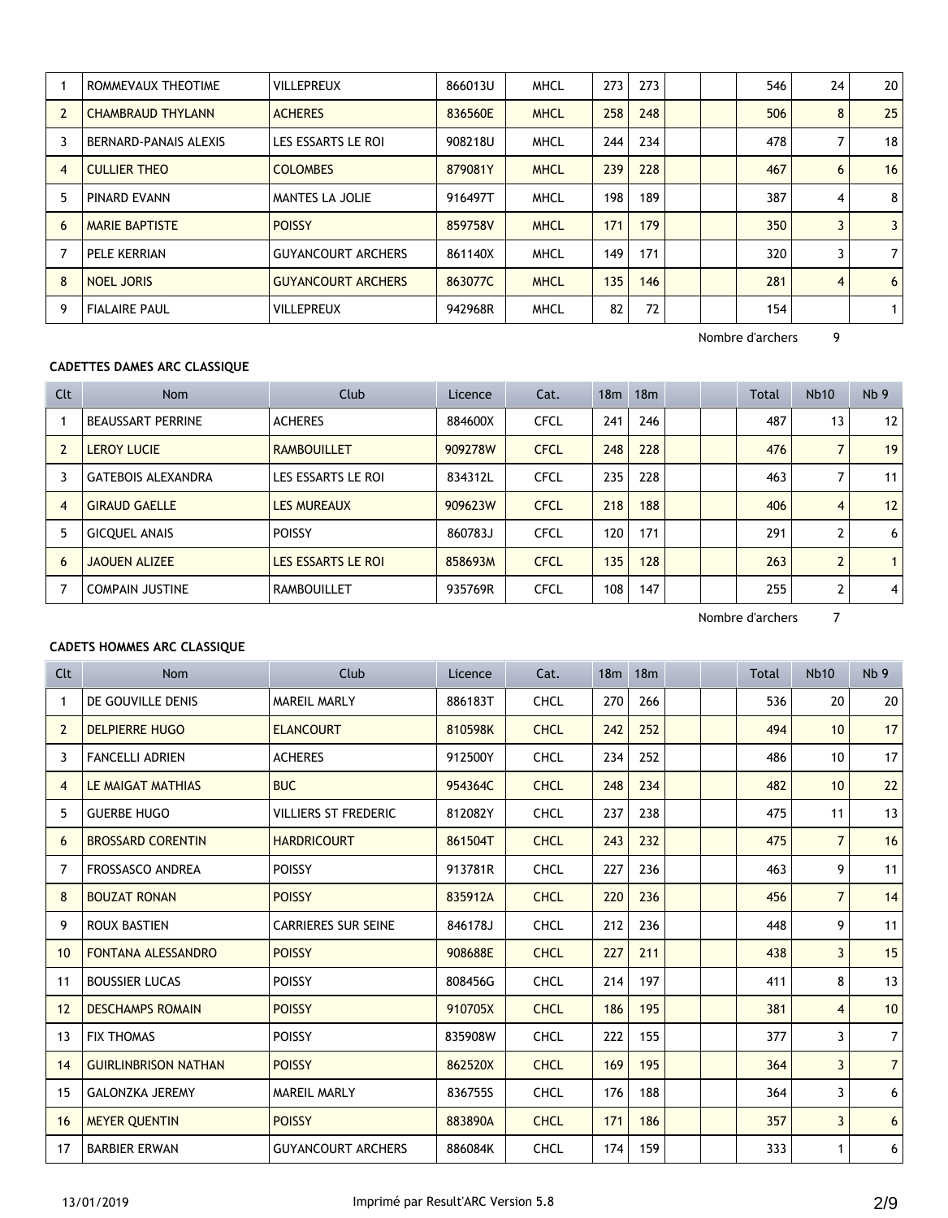| Clt | Nom | Club | Licence | Cat. | 18m | 18m | | | Total | Nb10 | Nb 9 |
|---|---|---|---|---|---|---|---|---|---|---|---|
| 1 | ROMMEVAUX THEOTIME | VILLEPREUX | 866013U | MHCL | 273 | 273 | | | 546 | 24 | 20 |
| 2 | CHAMBRAUD THYLANN | ACHERES | 836560E | MHCL | 258 | 248 | | | 506 | 8 | 25 |
| 3 | BERNARD-PANAIS ALEXIS | LES ESSARTS LE ROI | 908218U | MHCL | 244 | 234 | | | 478 | 7 | 18 |
| 4 | CULLIER THEO | COLOMBES | 879081Y | MHCL | 239 | 228 | | | 467 | 6 | 16 |
| 5 | PINARD EVANN | MANTES LA JOLIE | 916497T | MHCL | 198 | 189 | | | 387 | 4 | 8 |
| 6 | MARIE BAPTISTE | POISSY | 859758V | MHCL | 171 | 179 | | | 350 | 3 | 3 |
| 7 | PELE KERRIAN | GUYANCOURT ARCHERS | 861140X | MHCL | 149 | 171 | | | 320 | 3 | 7 |
| 8 | NOEL JORIS | GUYANCOURT ARCHERS | 863077C | MHCL | 135 | 146 | | | 281 | 4 | 6 |
| 9 | FIALAIRE PAUL | VILLEPREUX | 942968R | MHCL | 82 | 72 | | | 154 | | 1 |

Nombre d'archers 9

**CADETTES DAMES ARC CLASSIQUE**

| Clt | Nom | Club | Licence | Cat. | 18m | 18m | | | Total | Nb10 | Nb 9 |
|---|---|---|---|---|---|---|---|---|---|---|---|
| 1 | BEAUSSART PERRINE | ACHERES | 884600X | CFCL | 241 | 246 | | | 487 | 13 | 12 |
| 2 | LEROY LUCIE | RAMBOUILLET | 909278W | CFCL | 248 | 228 | | | 476 | 7 | 19 |
| 3 | GATEBOIS ALEXANDRA | LES ESSARTS LE ROI | 834312L | CFCL | 235 | 228 | | | 463 | 7 | 11 |
| 4 | GIRAUD GAELLE | LES MUREAUX | 909623W | CFCL | 218 | 188 | | | 406 | 4 | 12 |
| 5 | GICQUEL ANAIS | POISSY | 860783J | CFCL | 120 | 171 | | | 291 | 2 | 6 |
| 6 | JAOUEN ALIZEE | LES ESSARTS LE ROI | 858693M | CFCL | 135 | 128 | | | 263 | 2 | 1 |
| 7 | COMPAIN JUSTINE | RAMBOUILLET | 935769R | CFCL | 108 | 147 | | | 255 | 2 | 4 |

Nombre d'archers 7

**CADETS HOMMES ARC CLASSIQUE**

| Clt | Nom | Club | Licence | Cat. | 18m | 18m | | | Total | Nb10 | Nb 9 |
|---|---|---|---|---|---|---|---|---|---|---|---|
| 1 | DE GOUVILLE DENIS | MAREIL MARLY | 886183T | CHCL | 270 | 266 | | | 536 | 20 | 20 |
| 2 | DELPIERRE HUGO | ELANCOURT | 810598K | CHCL | 242 | 252 | | | 494 | 10 | 17 |
| 3 | FANCELLI ADRIEN | ACHERES | 912500Y | CHCL | 234 | 252 | | | 486 | 10 | 17 |
| 4 | LE MAIGAT MATHIAS | BUC | 954364C | CHCL | 248 | 234 | | | 482 | 10 | 22 |
| 5 | GUERBE HUGO | VILLIERS ST FREDERIC | 812082Y | CHCL | 237 | 238 | | | 475 | 11 | 13 |
| 6 | BROSSARD CORENTIN | HARDRICOURT | 861504T | CHCL | 243 | 232 | | | 475 | 7 | 16 |
| 7 | FROSSASCO ANDREA | POISSY | 913781R | CHCL | 227 | 236 | | | 463 | 9 | 11 |
| 8 | BOUZAT RONAN | POISSY | 835912A | CHCL | 220 | 236 | | | 456 | 7 | 14 |
| 9 | ROUX BASTIEN | CARRIERES SUR SEINE | 846178J | CHCL | 212 | 236 | | | 448 | 9 | 11 |
| 10 | FONTANA ALESSANDRO | POISSY | 908688E | CHCL | 227 | 211 | | | 438 | 3 | 15 |
| 11 | BOUSSIER LUCAS | POISSY | 808456G | CHCL | 214 | 197 | | | 411 | 8 | 13 |
| 12 | DESCHAMPS ROMAIN | POISSY | 910705X | CHCL | 186 | 195 | | | 381 | 4 | 10 |
| 13 | FIX THOMAS | POISSY | 835908W | CHCL | 222 | 155 | | | 377 | 3 | 7 |
| 14 | GUIRLINBRISON NATHAN | POISSY | 862520X | CHCL | 169 | 195 | | | 364 | 3 | 7 |
| 15 | GALONZKA JEREMY | MAREIL MARLY | 836755S | CHCL | 176 | 188 | | | 364 | 3 | 6 |
| 16 | MEYER QUENTIN | POISSY | 883890A | CHCL | 171 | 186 | | | 357 | 3 | 6 |
| 17 | BARBIER ERWAN | GUYANCOURT ARCHERS | 886084K | CHCL | 174 | 159 | | | 333 | 1 | 6 |

13/01/2019 Imprimé par Result'ARC Version 5.8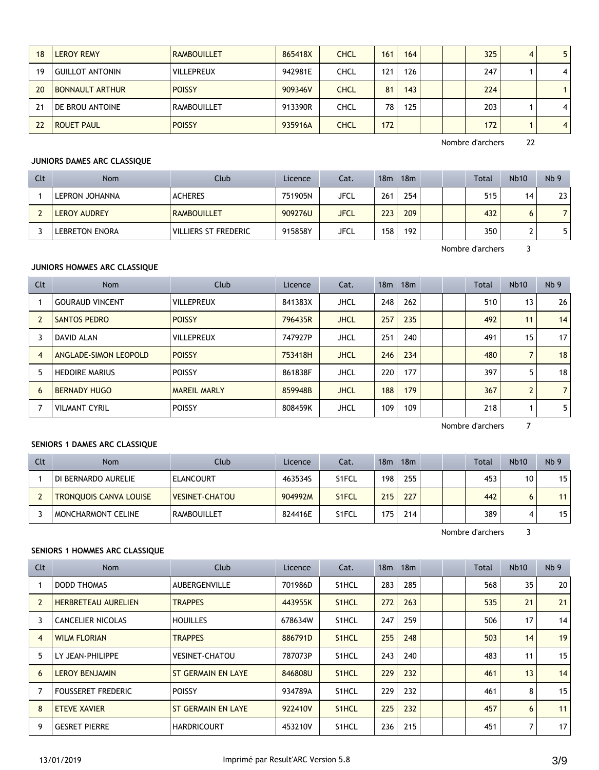| 18 | LEROY REMY | RAMBOUILLET | 865418X | CHCL | 161 | 164 | | | 325 | 4 | 5 |
|---|---|---|---|---|---|---|---|---|---|---|---|
| 19 | GUILLOT ANTONIN | VILLEPREUX | 942981E | CHCL | 121 | 126 | | | 247 | 1 | 4 |
| 20 | BONNAULT ARTHUR | POISSY | 909346V | CHCL | 81 | 143 | | | 224 | | 1 |
| 21 | DE BROU ANTOINE | RAMBOUILLET | 913390R | CHCL | 78 | 125 | | | 203 | 1 | 4 |
| 22 | ROUET PAUL | POISSY | 935916A | CHCL | 172 | | | | 172 | 1 | 4 |

Nombre d'archers 22

**JUNIORS DAMES ARC CLASSIQUE**

| Clt | Nom | Club | Licence | Cat. | 18m | 18m | | | Total | Nb10 | Nb 9 |
|---|---|---|---|---|---|---|---|---|---|---|---|
| 1 | LEPRON JOHANNA | ACHERES | 751905N | JFCL | 261 | 254 | | | 515 | 14 | 23 |
| 2 | LEROY AUDREY | RAMBOUILLET | 909276U | JFCL | 223 | 209 | | | 432 | 6 | 7 |
| 3 | LEBRETON ENORA | VILLIERS ST FREDERIC | 915858Y | JFCL | 158 | 192 | | | 350 | 2 | 5 |

Nombre d'archers 3

**JUNIORS HOMMES ARC CLASSIQUE**

| Clt | Nom | Club | Licence | Cat. | 18m | 18m | | | Total | Nb10 | Nb 9 |
|---|---|---|---|---|---|---|---|---|---|---|---|
| 1 | GOURAUD VINCENT | VILLEPREUX | 841383X | JHCL | 248 | 262 | | | 510 | 13 | 26 |
| 2 | SANTOS PEDRO | POISSY | 796435R | JHCL | 257 | 235 | | | 492 | 11 | 14 |
| 3 | DAVID ALAN | VILLEPREUX | 747927P | JHCL | 251 | 240 | | | 491 | 15 | 17 |
| 4 | ANGLADE-SIMON LEOPOLD | POISSY | 753418H | JHCL | 246 | 234 | | | 480 | 7 | 18 |
| 5 | HEDOIRE MARIUS | POISSY | 861838F | JHCL | 220 | 177 | | | 397 | 5 | 18 |
| 6 | BERNADY HUGO | MAREIL MARLY | 859948B | JHCL | 188 | 179 | | | 367 | 2 | 7 |
| 7 | VILMANT CYRIL | POISSY | 808459K | JHCL | 109 | 109 | | | 218 | 1 | 5 |

Nombre d'archers 7

**SENIORS 1 DAMES ARC CLASSIQUE**

| Clt | Nom | Club | Licence | Cat. | 18m | 18m | | | Total | Nb10 | Nb 9 |
|---|---|---|---|---|---|---|---|---|---|---|---|
| 1 | DI BERNARDO AURELIE | ELANCOURT | 463534S | S1FCL | 198 | 255 | | | 453 | 10 | 15 |
| 2 | TRONQUOIS CANVA LOUISE | VESINET-CHATOU | 904992M | S1FCL | 215 | 227 | | | 442 | 6 | 11 |
| 3 | MONCHARMONT CELINE | RAMBOUILLET | 824416E | S1FCL | 175 | 214 | | | 389 | 4 | 15 |

Nombre d'archers 3

**SENIORS 1 HOMMES ARC CLASSIQUE**

| Clt | Nom | Club | Licence | Cat. | 18m | 18m | | | Total | Nb10 | Nb 9 |
|---|---|---|---|---|---|---|---|---|---|---|---|
| 1 | DODD THOMAS | AUBERGENVILLE | 701986D | S1HCL | 283 | 285 | | | 568 | 35 | 20 |
| 2 | HERBRETEAU AURELIEN | TRAPPES | 443955K | S1HCL | 272 | 263 | | | 535 | 21 | 21 |
| 3 | CANCELIER NICOLAS | HOUILLES | 678634W | S1HCL | 247 | 259 | | | 506 | 17 | 14 |
| 4 | WILM FLORIAN | TRAPPES | 886791D | S1HCL | 255 | 248 | | | 503 | 14 | 19 |
| 5 | LY JEAN-PHILIPPE | VESINET-CHATOU | 787073P | S1HCL | 243 | 240 | | | 483 | 11 | 15 |
| 6 | LEROY BENJAMIN | ST GERMAIN EN LAYE | 846808U | S1HCL | 229 | 232 | | | 461 | 13 | 14 |
| 7 | FOUSSERET FREDERIC | POISSY | 934789A | S1HCL | 229 | 232 | | | 461 | 8 | 15 |
| 8 | ETEVE XAVIER | ST GERMAIN EN LAYE | 922410V | S1HCL | 225 | 232 | | | 457 | 6 | 11 |
| 9 | GESRET PIERRE | HARDRICOURT | 453210V | S1HCL | 236 | 215 | | | 451 | 7 | 17 |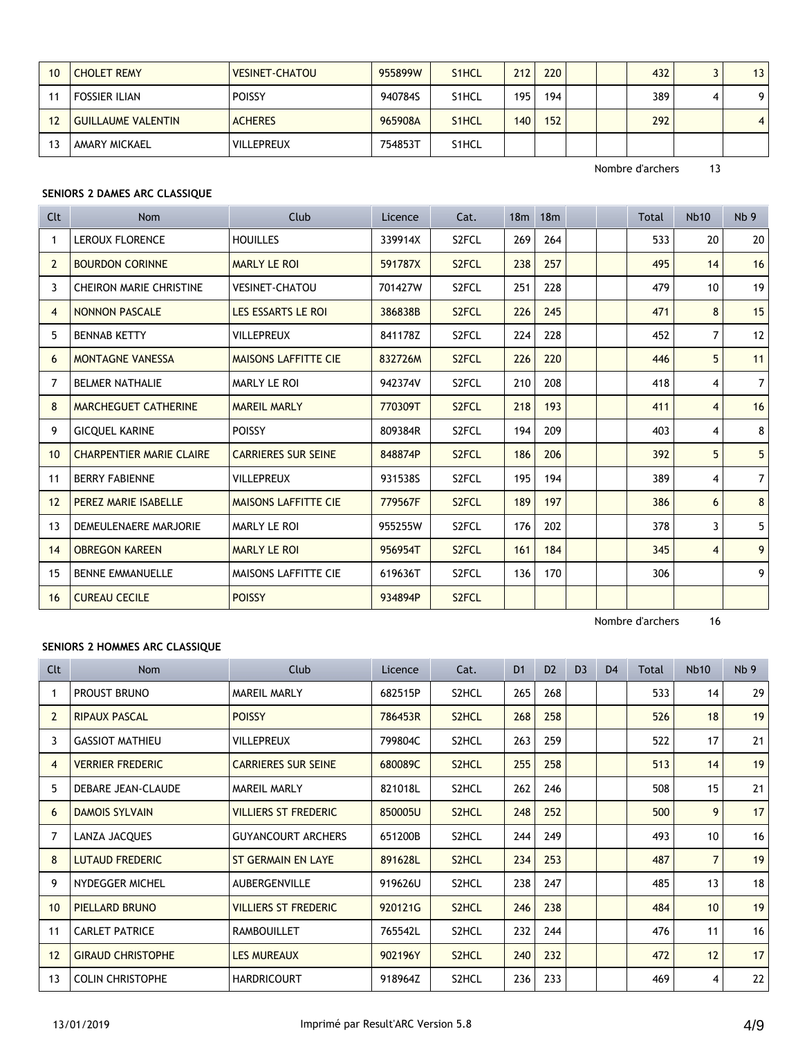| Clt | Nom | Club | Licence | Cat. | | | | | Total | Nb10 | Nb 9 |
|---|---|---|---|---|---|---|---|---|---|---|---|
| 10 | CHOLET REMY | VESINET-CHATOU | 955899W | S1HCL | 212 | 220 | | | 432 | 3 | 13 |
| 11 | FOSSIER ILIAN | POISSY | 940784S | S1HCL | 195 | 194 | | | 389 | 4 | 9 |
| 12 | GUILLAUME VALENTIN | ACHERES | 965908A | S1HCL | 140 | 152 | | | 292 | | 4 |
| 13 | AMARY MICKAEL | VILLEPREUX | 754853T | S1HCL | | | | | | | |

Nombre d'archers 13

**SENIORS 2 DAMES ARC CLASSIQUE**

| Clt | Nom | Club | Licence | Cat. | 18m | 18m | | | Total | Nb10 | Nb 9 |
|---|---|---|---|---|---|---|---|---|---|---|---|
| 1 | LEROUX FLORENCE | HOUILLES | 339914X | S2FCL | 269 | 264 | | | 533 | 20 | 20 |
| 2 | BOURDON CORINNE | MARLY LE ROI | 591787X | S2FCL | 238 | 257 | | | 495 | 14 | 16 |
| 3 | CHEIRON MARIE CHRISTINE | VESINET-CHATOU | 701427W | S2FCL | 251 | 228 | | | 479 | 10 | 19 |
| 4 | NONNON PASCALE | LES ESSARTS LE ROI | 386838B | S2FCL | 226 | 245 | | | 471 | 8 | 15 |
| 5 | BENNAB KETTY | VILLEPREUX | 841178Z | S2FCL | 224 | 228 | | | 452 | 7 | 12 |
| 6 | MONTAGNE VANESSA | MAISONS LAFFITTE CIE | 832726M | S2FCL | 226 | 220 | | | 446 | 5 | 11 |
| 7 | BELMER NATHALIE | MARLY LE ROI | 942374V | S2FCL | 210 | 208 | | | 418 | 4 | 7 |
| 8 | MARCHEGUET CATHERINE | MAREIL MARLY | 770309T | S2FCL | 218 | 193 | | | 411 | 4 | 16 |
| 9 | GICQUEL KARINE | POISSY | 809384R | S2FCL | 194 | 209 | | | 403 | 4 | 8 |
| 10 | CHARPENTIER MARIE CLAIRE | CARRIERES SUR SEINE | 848874P | S2FCL | 186 | 206 | | | 392 | 5 | 5 |
| 11 | BERRY FABIENNE | VILLEPREUX | 931538S | S2FCL | 195 | 194 | | | 389 | 4 | 7 |
| 12 | PEREZ MARIE ISABELLE | MAISONS LAFFITTE CIE | 779567F | S2FCL | 189 | 197 | | | 386 | 6 | 8 |
| 13 | DEMEULENAERE MARJORIE | MARLY LE ROI | 955255W | S2FCL | 176 | 202 | | | 378 | 3 | 5 |
| 14 | OBREGON KAREEN | MARLY LE ROI | 956954T | S2FCL | 161 | 184 | | | 345 | 4 | 9 |
| 15 | BENNE EMMANUELLE | MAISONS LAFFITTE CIE | 619636T | S2FCL | 136 | 170 | | | 306 | | 9 |
| 16 | CUREAU CECILE | POISSY | 934894P | S2FCL | | | | | | | |

Nombre d'archers 16

**SENIORS 2 HOMMES ARC CLASSIQUE**

| Clt | Nom | Club | Licence | Cat. | D1 | D2 | D3 | D4 | Total | Nb10 | Nb 9 |
|---|---|---|---|---|---|---|---|---|---|---|---|
| 1 | PROUST BRUNO | MAREIL MARLY | 682515P | S2HCL | 265 | 268 | | | 533 | 14 | 29 |
| 2 | RIPAUX PASCAL | POISSY | 786453R | S2HCL | 268 | 258 | | | 526 | 18 | 19 |
| 3 | GASSIOT MATHIEU | VILLEPREUX | 799804C | S2HCL | 263 | 259 | | | 522 | 17 | 21 |
| 4 | VERRIER FREDERIC | CARRIERES SUR SEINE | 680089C | S2HCL | 255 | 258 | | | 513 | 14 | 19 |
| 5 | DEBARE JEAN-CLAUDE | MAREIL MARLY | 821018L | S2HCL | 262 | 246 | | | 508 | 15 | 21 |
| 6 | DAMOIS SYLVAIN | VILLIERS ST FREDERIC | 850005U | S2HCL | 248 | 252 | | | 500 | 9 | 17 |
| 7 | LANZA JACQUES | GUYANCOURT ARCHERS | 651200B | S2HCL | 244 | 249 | | | 493 | 10 | 16 |
| 8 | LUTAUD FREDERIC | ST GERMAIN EN LAYE | 891628L | S2HCL | 234 | 253 | | | 487 | 7 | 19 |
| 9 | NYDEGGER MICHEL | AUBERGENVILLE | 919626U | S2HCL | 238 | 247 | | | 485 | 13 | 18 |
| 10 | PIELLARD BRUNO | VILLIERS ST FREDERIC | 920121G | S2HCL | 246 | 238 | | | 484 | 10 | 19 |
| 11 | CARLET PATRICE | RAMBOUILLET | 765542L | S2HCL | 232 | 244 | | | 476 | 11 | 16 |
| 12 | GIRAUD CHRISTOPHE | LES MUREAUX | 902196Y | S2HCL | 240 | 232 | | | 472 | 12 | 17 |
| 13 | COLIN CHRISTOPHE | HARDRICOURT | 918964Z | S2HCL | 236 | 233 | | | 469 | 4 | 22 |

13/01/2019 Imprimé par Result'ARC Version 5.8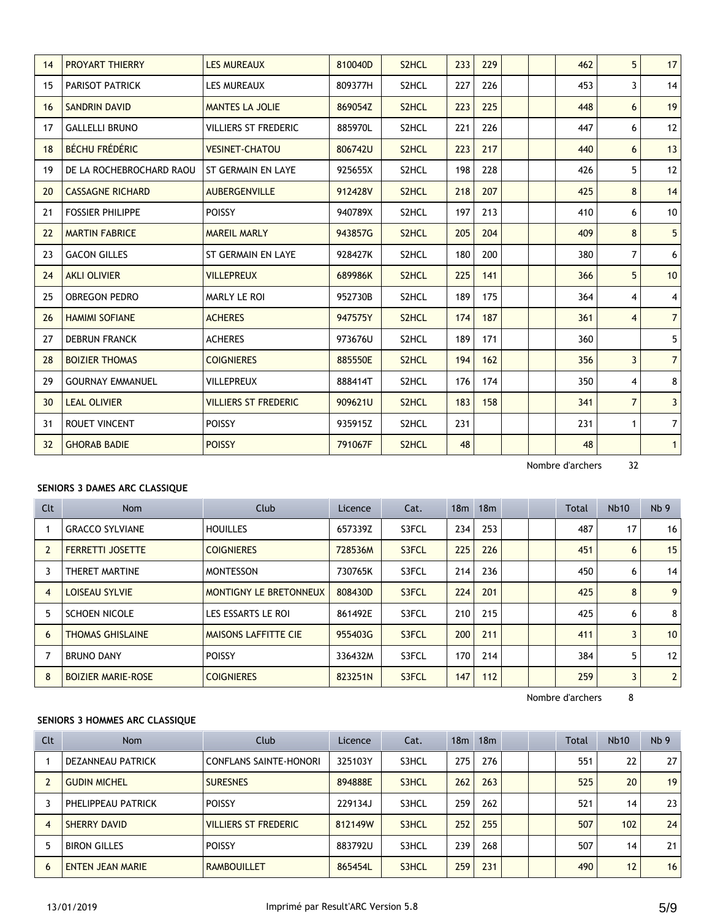| Clt | Nom | Club | Licence | Cat. | 18m | 18m | | | Total | Nb10 | Nb 9 |
|---|---|---|---|---|---|---|---|---|---|---|---|
| 14 | PROYART THIERRY | LES MUREAUX | 810040D | S2HCL | 233 | 229 | | | 462 | 5 | 17 |
| 15 | PARISOT PATRICK | LES MUREAUX | 809377H | S2HCL | 227 | 226 | | | 453 | 3 | 14 |
| 16 | SANDRIN DAVID | MANTES LA JOLIE | 869054Z | S2HCL | 223 | 225 | | | 448 | 6 | 19 |
| 17 | GALLELLI BRUNO | VILLIERS ST FREDERIC | 885970L | S2HCL | 221 | 226 | | | 447 | 6 | 12 |
| 18 | BÉCHU FRÉDÉRIC | VESINET-CHATOU | 806742U | S2HCL | 223 | 217 | | | 440 | 6 | 13 |
| 19 | DE LA ROCHEBROCHARD RAOU | ST GERMAIN EN LAYE | 925655X | S2HCL | 198 | 228 | | | 426 | 5 | 12 |
| 20 | CASSAGNE RICHARD | AUBERGENVILLE | 912428V | S2HCL | 218 | 207 | | | 425 | 8 | 14 |
| 21 | FOSSIER PHILIPPE | POISSY | 940789X | S2HCL | 197 | 213 | | | 410 | 6 | 10 |
| 22 | MARTIN FABRICE | MAREIL MARLY | 943857G | S2HCL | 205 | 204 | | | 409 | 8 | 5 |
| 23 | GACON GILLES | ST GERMAIN EN LAYE | 928427K | S2HCL | 180 | 200 | | | 380 | 7 | 6 |
| 24 | AKLI OLIVIER | VILLEPREUX | 689986K | S2HCL | 225 | 141 | | | 366 | 5 | 10 |
| 25 | OBREGON PEDRO | MARLY LE ROI | 952730B | S2HCL | 189 | 175 | | | 364 | 4 | 4 |
| 26 | HAMIMI SOFIANE | ACHERES | 947575Y | S2HCL | 174 | 187 | | | 361 | 4 | 7 |
| 27 | DEBRUN FRANCK | ACHERES | 973676U | S2HCL | 189 | 171 | | | 360 | | 5 |
| 28 | BOIZIER THOMAS | COIGNIERES | 885550E | S2HCL | 194 | 162 | | | 356 | 3 | 7 |
| 29 | GOURNAY EMMANUEL | VILLEPREUX | 888414T | S2HCL | 176 | 174 | | | 350 | 4 | 8 |
| 30 | LEAL OLIVIER | VILLIERS ST FREDERIC | 909621U | S2HCL | 183 | 158 | | | 341 | 7 | 3 |
| 31 | ROUET VINCENT | POISSY | 935915Z | S2HCL | 231 | | | | 231 | 1 | 7 |
| 32 | GHORAB BADIE | POISSY | 791067F | S2HCL | 48 | | | | 48 | | 1 |

Nombre d'archers 32

**SENIORS 3 DAMES ARC CLASSIQUE**

| Clt | Nom | Club | Licence | Cat. | 18m | 18m | | | Total | Nb10 | Nb 9 |
|---|---|---|---|---|---|---|---|---|---|---|---|
| 1 | GRACCO SYLVIANE | HOUILLES | 657339Z | S3FCL | 234 | 253 | | | 487 | 17 | 16 |
| 2 | FERRETTI JOSETTE | COIGNIERES | 728536M | S3FCL | 225 | 226 | | | 451 | 6 | 15 |
| 3 | THERET MARTINE | MONTESSON | 730765K | S3FCL | 214 | 236 | | | 450 | 6 | 14 |
| 4 | LOISEAU SYLVIE | MONTIGNY LE BRETONNEUX | 808430D | S3FCL | 224 | 201 | | | 425 | 8 | 9 |
| 5 | SCHOEN NICOLE | LES ESSARTS LE ROI | 861492E | S3FCL | 210 | 215 | | | 425 | 6 | 8 |
| 6 | THOMAS GHISLAINE | MAISONS LAFFITTE CIE | 955403G | S3FCL | 200 | 211 | | | 411 | 3 | 10 |
| 7 | BRUNO DANY | POISSY | 336432M | S3FCL | 170 | 214 | | | 384 | 5 | 12 |
| 8 | BOIZIER MARIE-ROSE | COIGNIERES | 823251N | S3FCL | 147 | 112 | | | 259 | 3 | 2 |

Nombre d'archers 8

**SENIORS 3 HOMMES ARC CLASSIQUE**

| Clt | Nom | Club | Licence | Cat. | 18m | 18m | | | Total | Nb10 | Nb 9 |
|---|---|---|---|---|---|---|---|---|---|---|---|
| 1 | DEZANNEAU PATRICK | CONFLANS SAINTE-HONORI | 325103Y | S3HCL | 275 | 276 | | | 551 | 22 | 27 |
| 2 | GUDIN MICHEL | SURESNES | 894888E | S3HCL | 262 | 263 | | | 525 | 20 | 19 |
| 3 | PHELIPPEAU PATRICK | POISSY | 229134J | S3HCL | 259 | 262 | | | 521 | 14 | 23 |
| 4 | SHERRY DAVID | VILLIERS ST FREDERIC | 812149W | S3HCL | 252 | 255 | | | 507 | 102 | 24 |
| 5 | BIRON GILLES | POISSY | 883792U | S3HCL | 239 | 268 | | | 507 | 14 | 21 |
| 6 | ENTEN JEAN MARIE | RAMBOUILLET | 865454L | S3HCL | 259 | 231 | | | 490 | 12 | 16 |

13/01/2019 Imprimé par Result'ARC Version 5.8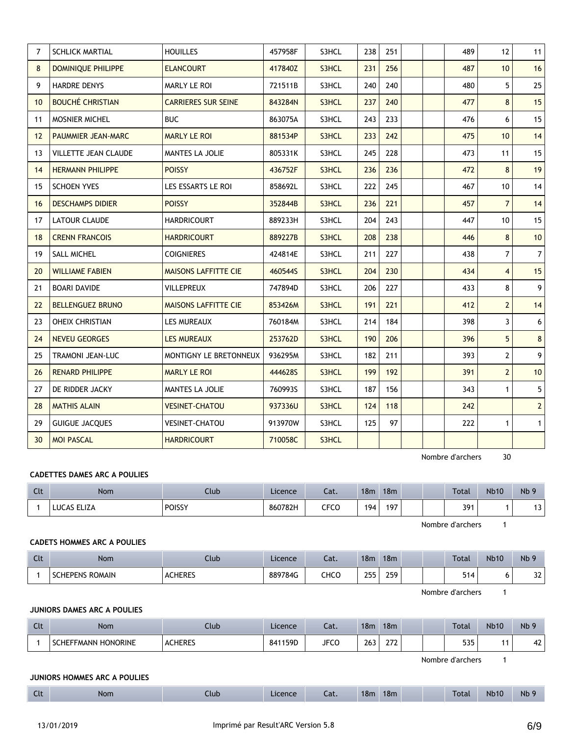| Clt | Nom | Club | Licence | Cat. | 18m | 18m | | | Total | Nb10 | Nb 9 |
|---|---|---|---|---|---|---|---|---|---|---|---|
| 7 | SCHLICK MARTIAL | HOUILLES | 457958F | S3HCL | 238 | 251 | | | 489 | 12 | 11 |
| 8 | DOMINIQUE PHILIPPE | ELANCOURT | 417840Z | S3HCL | 231 | 256 | | | 487 | 10 | 16 |
| 9 | HARDRE DENYS | MARLY LE ROI | 721511B | S3HCL | 240 | 240 | | | 480 | 5 | 25 |
| 10 | BOUCHÉ CHRISTIAN | CARRIERES SUR SEINE | 843284N | S3HCL | 237 | 240 | | | 477 | 8 | 15 |
| 11 | MOSNIER MICHEL | BUC | 863075A | S3HCL | 243 | 233 | | | 476 | 6 | 15 |
| 12 | PAUMMIER JEAN-MARC | MARLY LE ROI | 881534P | S3HCL | 233 | 242 | | | 475 | 10 | 14 |
| 13 | VILLETTE JEAN CLAUDE | MANTES LA JOLIE | 805331K | S3HCL | 245 | 228 | | | 473 | 11 | 15 |
| 14 | HERMANN PHILIPPE | POISSY | 436752F | S3HCL | 236 | 236 | | | 472 | 8 | 19 |
| 15 | SCHOEN YVES | LES ESSARTS LE ROI | 858692L | S3HCL | 222 | 245 | | | 467 | 10 | 14 |
| 16 | DESCHAMPS DIDIER | POISSY | 352844B | S3HCL | 236 | 221 | | | 457 | 7 | 14 |
| 17 | LATOUR CLAUDE | HARDRICOURT | 889233H | S3HCL | 204 | 243 | | | 447 | 10 | 15 |
| 18 | CRENN FRANCOIS | HARDRICOURT | 889227B | S3HCL | 208 | 238 | | | 446 | 8 | 10 |
| 19 | SALL MICHEL | COIGNIERES | 424814E | S3HCL | 211 | 227 | | | 438 | 7 | 7 |
| 20 | WILLIAME FABIEN | MAISONS LAFFITTE CIE | 460544S | S3HCL | 204 | 230 | | | 434 | 4 | 15 |
| 21 | BOARI DAVIDE | VILLEPREUX | 747894D | S3HCL | 206 | 227 | | | 433 | 8 | 9 |
| 22 | BELLENGUEZ BRUNO | MAISONS LAFFITTE CIE | 853426M | S3HCL | 191 | 221 | | | 412 | 2 | 14 |
| 23 | OHEIX CHRISTIAN | LES MUREAUX | 760184M | S3HCL | 214 | 184 | | | 398 | 3 | 6 |
| 24 | NEVEU GEORGES | LES MUREAUX | 253762D | S3HCL | 190 | 206 | | | 396 | 5 | 8 |
| 25 | TRAMONI JEAN-LUC | MONTIGNY LE BRETONNEUX | 936295M | S3HCL | 182 | 211 | | | 393 | 2 | 9 |
| 26 | RENARD PHILIPPE | MARLY LE ROI | 444628S | S3HCL | 199 | 192 | | | 391 | 2 | 10 |
| 27 | DE RIDDER JACKY | MANTES LA JOLIE | 760993S | S3HCL | 187 | 156 | | | 343 | 1 | 5 |
| 28 | MATHIS ALAIN | VESINET-CHATOU | 937336U | S3HCL | 124 | 118 | | | 242 | | 2 |
| 29 | GUIGUE JACQUES | VESINET-CHATOU | 913970W | S3HCL | 125 | 97 | | | 222 | 1 | 1 |
| 30 | MOI PASCAL | HARDRICOURT | 710058C | S3HCL | | | | | | | |

Nombre d'archers 30

#### CADETTES DAMES ARC A POULIES

| Clt | Nom | Club | Licence | Cat. | 18m | 18m | | | Total | Nb10 | Nb 9 |
|---|---|---|---|---|---|---|---|---|---|---|---|
| 1 | LUCAS ELIZA | POISSY | 860782H | CFCO | 194 | 197 | | | 391 | 1 | 13 |

Nombre d'archers 1

#### CADETS HOMMES ARC A POULIES

| Clt | Nom | Club | Licence | Cat. | 18m | 18m | | | Total | Nb10 | Nb 9 |
|---|---|---|---|---|---|---|---|---|---|---|---|
| 1 | SCHEPENS ROMAIN | ACHERES | 889784G | CHCO | 255 | 259 | | | 514 | 6 | 32 |

Nombre d'archers 1

#### JUNIORS DAMES ARC A POULIES

| Clt | Nom | Club | Licence | Cat. | 18m | 18m | | | Total | Nb10 | Nb 9 |
|---|---|---|---|---|---|---|---|---|---|---|---|
| 1 | SCHEFFMANN HONORINE | ACHERES | 841159D | JFCO | 263 | 272 | | | 535 | 11 | 42 |

Nombre d'archers 1

#### JUNIORS HOMMES ARC A POULIES

| Clt | Nom | Club | Licence | Cat. | 18m | 18m | | | Total | Nb10 | Nb 9 |
|---|---|---|---|---|---|---|---|---|---|---|---|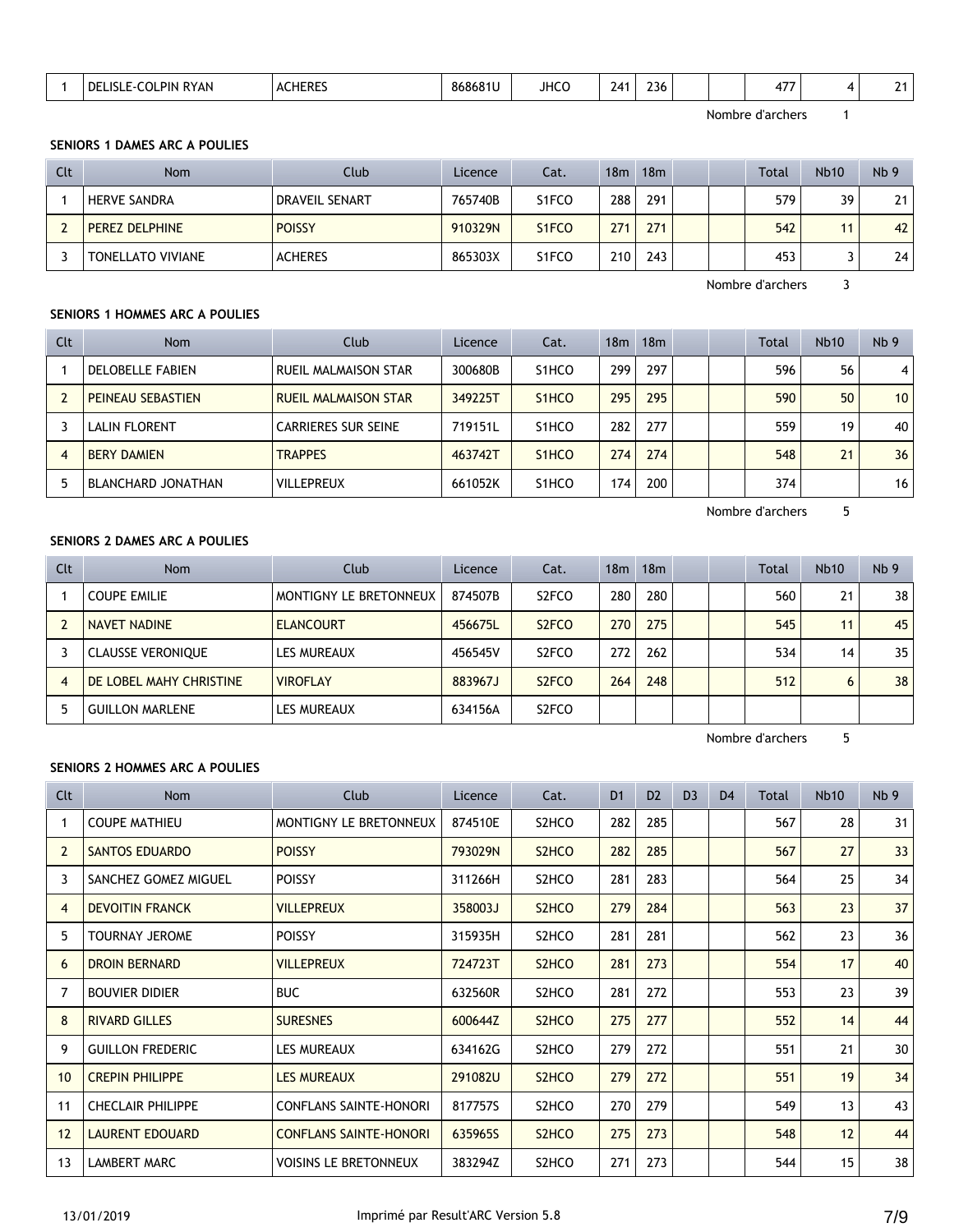| | | | | | | | | | | | |
|---|---|---|---|---|---|---|---|---|---|---|---|
| 1 | DELISLE-COLPIN RYAN | ACHERES | 868681U | JHCO | 241 | 236 | | | 477 | 4 | 21 |

Nombre d'archers 1

**SENIORS 1 DAMES ARC A POULIES**

| Clt | Nom | Club | Licence | Cat. | 18m | 18m | | | Total | Nb10 | Nb 9 |
|---|---|---|---|---|---|---|---|---|---|---|---|
| 1 | HERVE SANDRA | DRAVEIL SENART | 765740B | S1FCO | 288 | 291 | | | 579 | 39 | 21 |
| 2 | PEREZ DELPHINE | POISSY | 910329N | S1FCO | 271 | 271 | | | 542 | 11 | 42 |
| 3 | TONELLATO VIVIANE | ACHERES | 865303X | S1FCO | 210 | 243 | | | 453 | 3 | 24 |

Nombre d'archers 3

**SENIORS 1 HOMMES ARC A POULIES**

| Clt | Nom | Club | Licence | Cat. | 18m | 18m | | | Total | Nb10 | Nb 9 |
|---|---|---|---|---|---|---|---|---|---|---|---|
| 1 | DELOBELLE FABIEN | RUEIL MALMAISON STAR | 300680B | S1HCO | 299 | 297 | | | 596 | 56 | 4 |
| 2 | PEINEAU SEBASTIEN | RUEIL MALMAISON STAR | 349225T | S1HCO | 295 | 295 | | | 590 | 50 | 10 |
| 3 | LALIN FLORENT | CARRIERES SUR SEINE | 719151L | S1HCO | 282 | 277 | | | 559 | 19 | 40 |
| 4 | BERY DAMIEN | TRAPPES | 463742T | S1HCO | 274 | 274 | | | 548 | 21 | 36 |
| 5 | BLANCHARD JONATHAN | VILLEPREUX | 661052K | S1HCO | 174 | 200 | | | 374 | | 16 |

Nombre d'archers 5

**SENIORS 2 DAMES ARC A POULIES**

| Clt | Nom | Club | Licence | Cat. | 18m | 18m | | | Total | Nb10 | Nb 9 |
|---|---|---|---|---|---|---|---|---|---|---|---|
| 1 | COUPE EMILIE | MONTIGNY LE BRETONNEUX | 874507B | S2FCO | 280 | 280 | | | 560 | 21 | 38 |
| 2 | NAVET NADINE | ELANCOURT | 456675L | S2FCO | 270 | 275 | | | 545 | 11 | 45 |
| 3 | CLAUSSE VERONIQUE | LES MUREAUX | 456545V | S2FCO | 272 | 262 | | | 534 | 14 | 35 |
| 4 | DE LOBEL MAHY CHRISTINE | VIROFLAY | 883967J | S2FCO | 264 | 248 | | | 512 | 6 | 38 |
| 5 | GUILLON MARLENE | LES MUREAUX | 634156A | S2FCO | | | | | | | |

Nombre d'archers 5

**SENIORS 2 HOMMES ARC A POULIES**

| Clt | Nom | Club | Licence | Cat. | D1 | D2 | D3 | D4 | Total | Nb10 | Nb 9 |
|---|---|---|---|---|---|---|---|---|---|---|---|
| 1 | COUPE MATHIEU | MONTIGNY LE BRETONNEUX | 874510E | S2HCO | 282 | 285 | | | 567 | 28 | 31 |
| 2 | SANTOS EDUARDO | POISSY | 793029N | S2HCO | 282 | 285 | | | 567 | 27 | 33 |
| 3 | SANCHEZ GOMEZ MIGUEL | POISSY | 311266H | S2HCO | 281 | 283 | | | 564 | 25 | 34 |
| 4 | DEVOITIN FRANCK | VILLEPREUX | 358003J | S2HCO | 279 | 284 | | | 563 | 23 | 37 |
| 5 | TOURNAY JEROME | POISSY | 315935H | S2HCO | 281 | 281 | | | 562 | 23 | 36 |
| 6 | DROIN BERNARD | VILLEPREUX | 724723T | S2HCO | 281 | 273 | | | 554 | 17 | 40 |
| 7 | BOUVIER DIDIER | BUC | 632560R | S2HCO | 281 | 272 | | | 553 | 23 | 39 |
| 8 | RIVARD GILLES | SURESNES | 600644Z | S2HCO | 275 | 277 | | | 552 | 14 | 44 |
| 9 | GUILLON FREDERIC | LES MUREAUX | 634162G | S2HCO | 279 | 272 | | | 551 | 21 | 30 |
| 10 | CREPIN PHILIPPE | LES MUREAUX | 291082U | S2HCO | 279 | 272 | | | 551 | 19 | 34 |
| 11 | CHECLAIR PHILIPPE | CONFLANS SAINTE-HONORI | 817757S | S2HCO | 270 | 279 | | | 549 | 13 | 43 |
| 12 | LAURENT EDOUARD | CONFLANS SAINTE-HONORI | 635965S | S2HCO | 275 | 273 | | | 548 | 12 | 44 |
| 13 | LAMBERT MARC | VOISINS LE BRETONNEUX | 383294Z | S2HCO | 271 | 273 | | | 544 | 15 | 38 |

13/01/2019 Imprimé par Result'ARC Version 5.8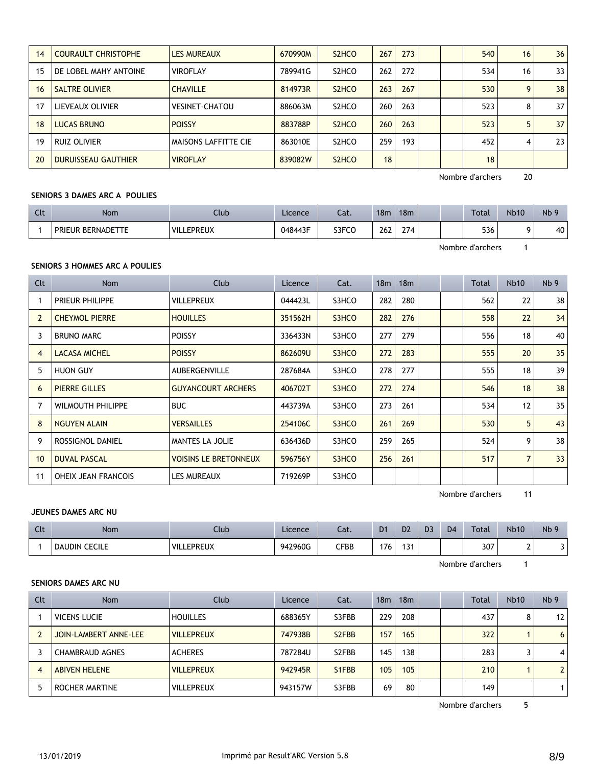| 14 | COURAULT CHRISTOPHE | LES MUREAUX | 670990M | S2HCO | 267 | 273 | | | 540 | 16 | 36 |
|---|---|---|---|---|---|---|---|---|---|---|---|
| 15 | DE LOBEL MAHY ANTOINE | VIROFLAY | 789941G | S2HCO | 262 | 272 | | | 534 | 16 | 33 |
| 16 | SALTRE OLIVIER | CHAVILLE | 814973R | S2HCO | 263 | 267 | | | 530 | 9 | 38 |
| 17 | LIEVEAUX OLIVIER | VESINET-CHATOU | 886063M | S2HCO | 260 | 263 | | | 523 | 8 | 37 |
| 18 | LUCAS BRUNO | POISSY | 883788P | S2HCO | 260 | 263 | | | 523 | 5 | 37 |
| 19 | RUIZ OLIVIER | MAISONS LAFFITTE CIE | 863010E | S2HCO | 259 | 193 | | | 452 | 4 | 23 |
| 20 | DURUISSEAU GAUTHIER | VIROFLAY | 839082W | S2HCO | 18 | | | | 18 | | |

Nombre d'archers 20

**SENIORS 3 DAMES ARC A POULIES**

| Clt | Nom | Club | Licence | Cat. | 18m | 18m | | | Total | Nb10 | Nb 9 |
|---|---|---|---|---|---|---|---|---|---|---|---|
| 1 | PRIEUR BERNADETTE | VILLEPREUX | 048443F | S3FCO | 262 | 274 | | | 536 | 9 | 40 |

Nombre d'archers 1

**SENIORS 3 HOMMES ARC A POULIES**

| Clt | Nom | Club | Licence | Cat. | 18m | 18m | | | Total | Nb10 | Nb 9 |
|---|---|---|---|---|---|---|---|---|---|---|---|
| 1 | PRIEUR PHILIPPE | VILLEPREUX | 044423L | S3HCO | 282 | 280 | | | 562 | 22 | 38 |
| 2 | CHEYMOL PIERRE | HOUILLES | 351562H | S3HCO | 282 | 276 | | | 558 | 22 | 34 |
| 3 | BRUNO MARC | POISSY | 336433N | S3HCO | 277 | 279 | | | 556 | 18 | 40 |
| 4 | LACASA MICHEL | POISSY | 862609U | S3HCO | 272 | 283 | | | 555 | 20 | 35 |
| 5 | HUON GUY | AUBERGENVILLE | 287684A | S3HCO | 278 | 277 | | | 555 | 18 | 39 |
| 6 | PIERRE GILLES | GUYANCOURT ARCHERS | 406702T | S3HCO | 272 | 274 | | | 546 | 18 | 38 |
| 7 | WILMOUTH PHILIPPE | BUC | 443739A | S3HCO | 273 | 261 | | | 534 | 12 | 35 |
| 8 | NGUYEN ALAIN | VERSAILLES | 254106C | S3HCO | 261 | 269 | | | 530 | 5 | 43 |
| 9 | ROSSIGNOL DANIEL | MANTES LA JOLIE | 636436D | S3HCO | 259 | 265 | | | 524 | 9 | 38 |
| 10 | DUVAL PASCAL | VOISINS LE BRETONNEUX | 596756Y | S3HCO | 256 | 261 | | | 517 | 7 | 33 |
| 11 | OHEIX JEAN FRANCOIS | LES MUREAUX | 719269P | S3HCO | | | | | | | |

Nombre d'archers 11

**JEUNES DAMES ARC NU**

| Clt | Nom | Club | Licence | Cat. | D1 | D2 | D3 | D4 | Total | Nb10 | Nb 9 |
|---|---|---|---|---|---|---|---|---|---|---|---|
| 1 | DAUDIN CECILE | VILLEPREUX | 942960G | CFBB | 176 | 131 | | | 307 | 2 | 3 |

Nombre d'archers 1

**SENIORS DAMES ARC NU**

| Clt | Nom | Club | Licence | Cat. | 18m | 18m | | | Total | Nb10 | Nb 9 |
|---|---|---|---|---|---|---|---|---|---|---|---|
| 1 | VICENS LUCIE | HOUILLES | 688365Y | S3FBB | 229 | 208 | | | 437 | 8 | 12 |
| 2 | JOIN-LAMBERT ANNE-LEE | VILLEPREUX | 747938B | S2FBB | 157 | 165 | | | 322 | 1 | 6 |
| 3 | CHAMBRAUD AGNES | ACHERES | 787284U | S2FBB | 145 | 138 | | | 283 | 3 | 4 |
| 4 | ABIVEN HELENE | VILLEPREUX | 942945R | S1FBB | 105 | 105 | | | 210 | 1 | 2 |
| 5 | ROCHER MARTINE | VILLEPREUX | 943157W | S3FBB | 69 | 80 | | | 149 | | 1 |

Nombre d'archers 5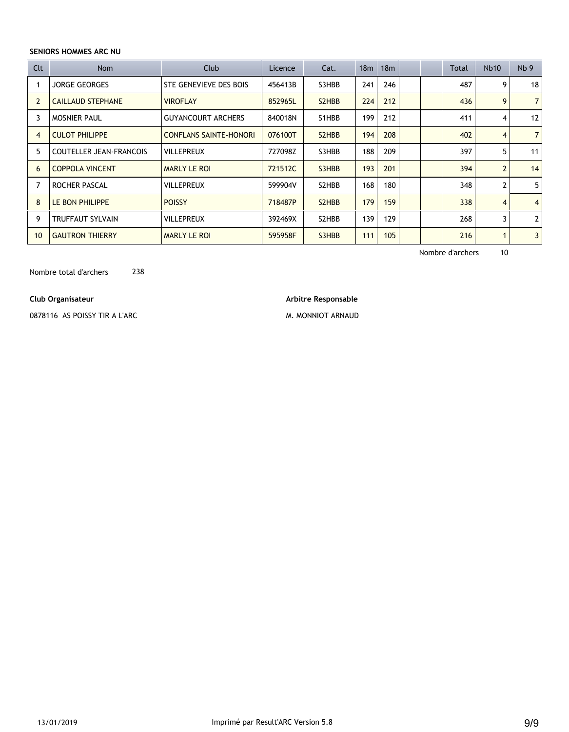**SENIORS HOMMES ARC NU**

| Clt | Nom | Club | Licence | Cat. | 18m | 18m | | | Total | Nb10 | Nb 9 |
|---|---|---|---|---|---|---|---|---|---|---|---|
| 1 | JORGE GEORGES | STE GENEVIEVE DES BOIS | 456413B | S3HBB | 241 | 246 | | | 487 | 9 | 18 |
| 2 | CAILLAUD STEPHANE | VIROFLAY | 852965L | S2HBB | 224 | 212 | | | 436 | 9 | 7 |
| 3 | MOSNIER PAUL | GUYANCOURT ARCHERS | 840018N | S1HBB | 199 | 212 | | | 411 | 4 | 12 |
| 4 | CULOT PHILIPPE | CONFLANS SAINTE-HONORI | 076100T | S2HBB | 194 | 208 | | | 402 | 4 | 7 |
| 5 | COUTELLER JEAN-FRANCOIS | VILLEPREUX | 727098Z | S3HBB | 188 | 209 | | | 397 | 5 | 11 |
| 6 | COPPOLA VINCENT | MARLY LE ROI | 721512C | S3HBB | 193 | 201 | | | 394 | 2 | 14 |
| 7 | ROCHER PASCAL | VILLEPREUX | 599904V | S2HBB | 168 | 180 | | | 348 | 2 | 5 |
| 8 | LE BON PHILIPPE | POISSY | 718487P | S2HBB | 179 | 159 | | | 338 | 4 | 4 |
| 9 | TRUFFAUT SYLVAIN | VILLEPREUX | 392469X | S2HBB | 139 | 129 | | | 268 | 3 | 2 |
| 10 | GAUTRON THIERRY | MARLY LE ROI | 595958F | S3HBB | 111 | 105 | | | 216 | 1 | 3 |

Nombre d'archers 10

Nombre total d'archers 238

**Club Organisateur**

0878116 AS POISSY TIR A L'ARC

**Arbitre Responsable**

M. MONNIOT ARNAUD

13/01/2019 Imprimé par Result'ARC Version 5.8